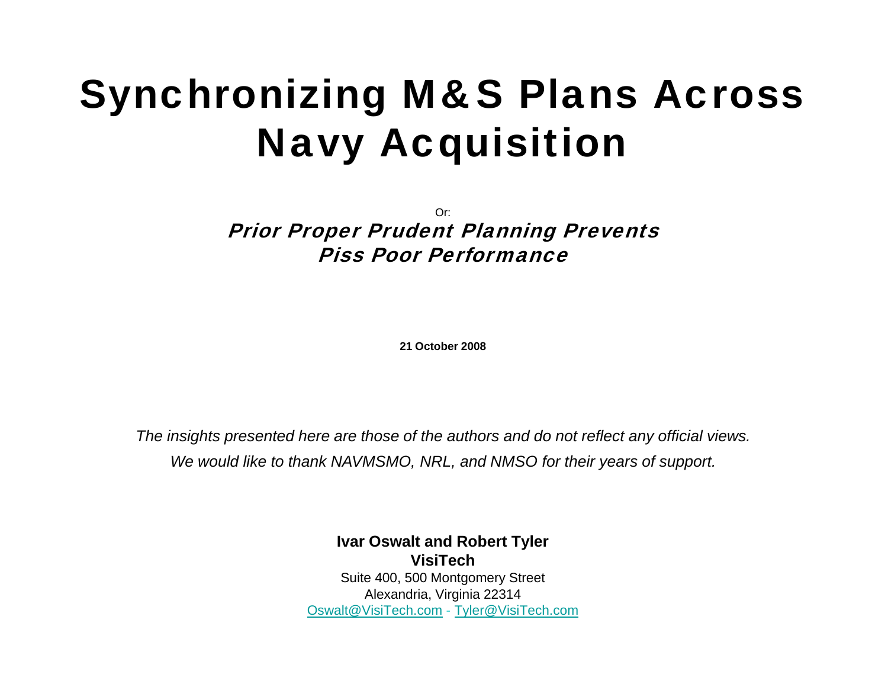# Synchronizing M&S Plans Across Navy Acquisition

Or:

***Prior Proper Prudent Planning Prevents Piss Poor Performance***

**21 October 2008**

*The insights presented here are those of the authors and do not reflect any official views.*

*We would like to thank NAVMSMO, NRL, and NMSO for their years of support.*

**Ivar Oswalt and Robert Tyler**

**VisiTech**

Suite 400, 500 Montgomery Street

Alexandria, Virginia 22314

Oswalt@VisiTech.com - Tyler@VisiTech.com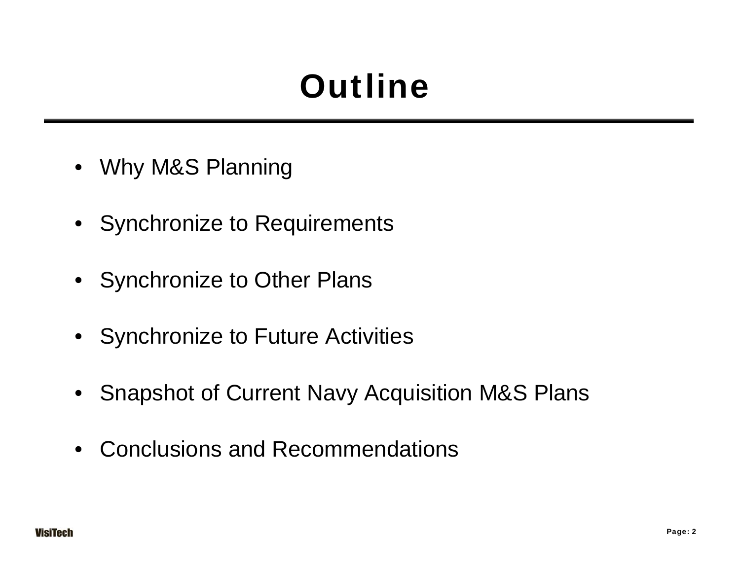# Outline

- Why M&S Planning
- Synchronize to Requirements
- Synchronize to Other Plans
- Synchronize to Future Activities
- Snapshot of Current Navy Acquisition M&S Plans
- Conclusions and Recommendations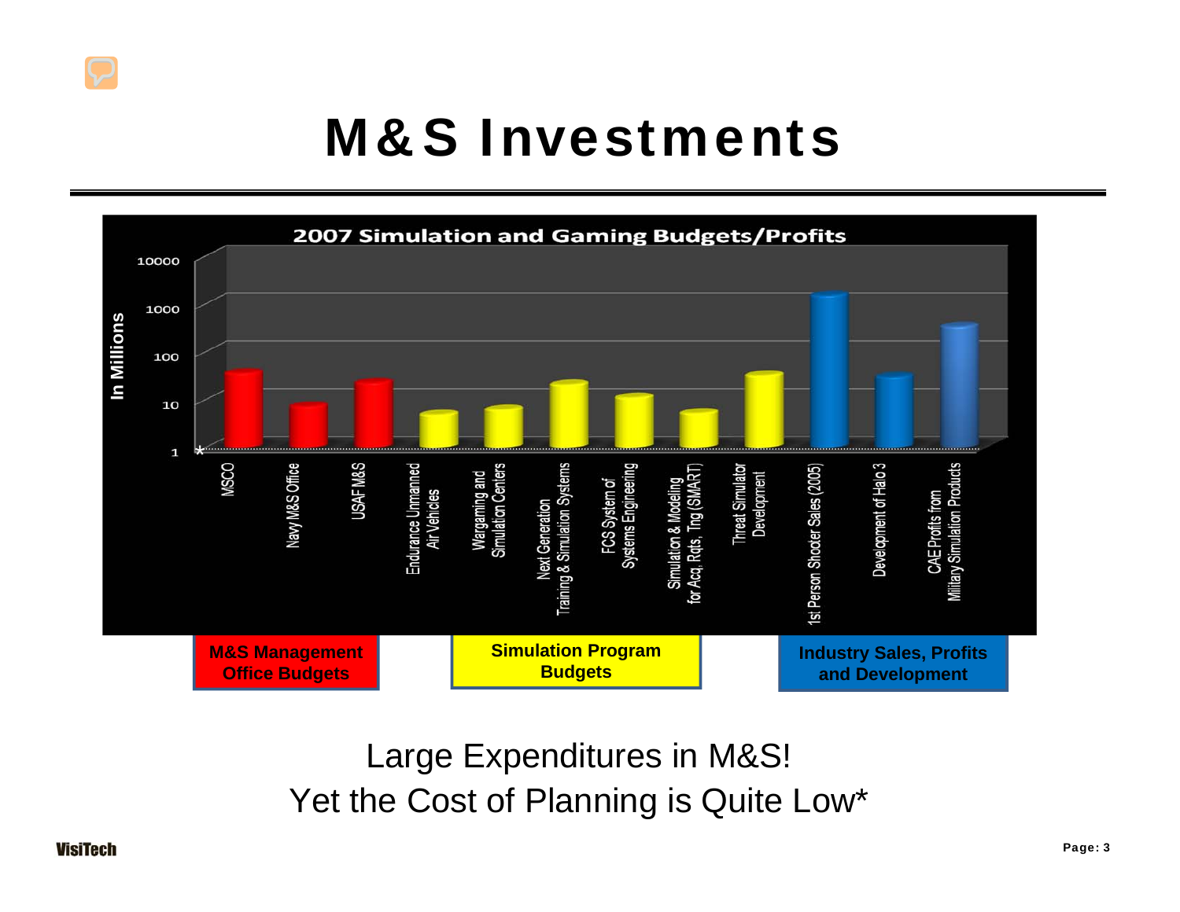# M&S Investments

**2007 Simulation and Gaming Budgets/Profits**

In Millions (log scale: 1, 10, 100, 1000, 10000)

- MSCO
- Navy M&S Office
- USAF M&S
- Endurance Unmanned Air Vehicles
- Wargaming and Simulation Centers
- Next Generation Training & Simulation Systems
- FCS System of Systems Engineering
- Simulation & Modeling for Acq, Rqts, Tng (SMART)
- Threat Simulator Development
- 1st Person Shooter Sales (2005)
- Development of Halo 3
- CAE Profits from Military Simulation Products

**M&S Management Office Budgets** | **Simulation Program Budgets** | **Industry Sales, Profits and Development**

Large Expenditures in M&S!

Yet the Cost of Planning is Quite Low*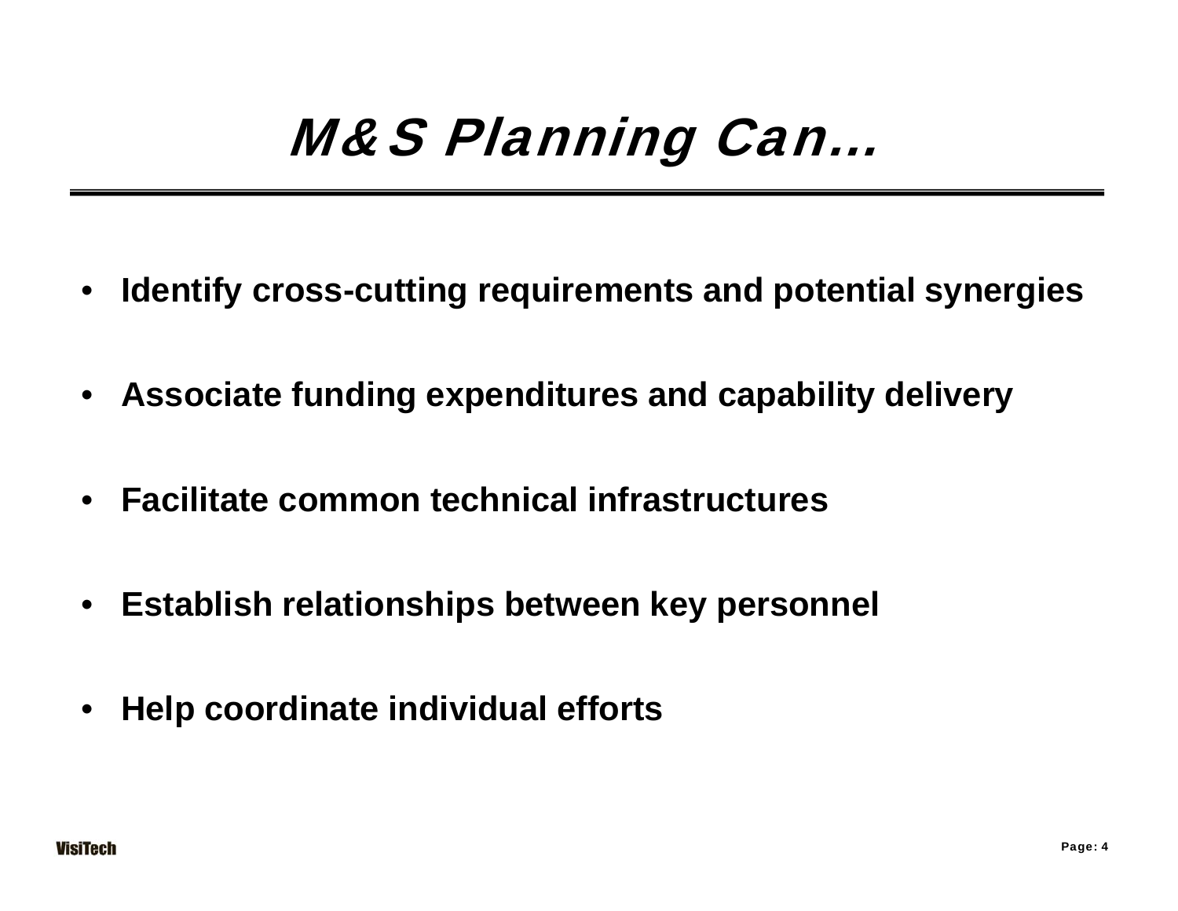# M&S Planning Can…

- **Identify cross-cutting requirements and potential synergies**
- **Associate funding expenditures and capability delivery**
- **Facilitate common technical infrastructures**
- **Establish relationships between key personnel**
- **Help coordinate individual efforts**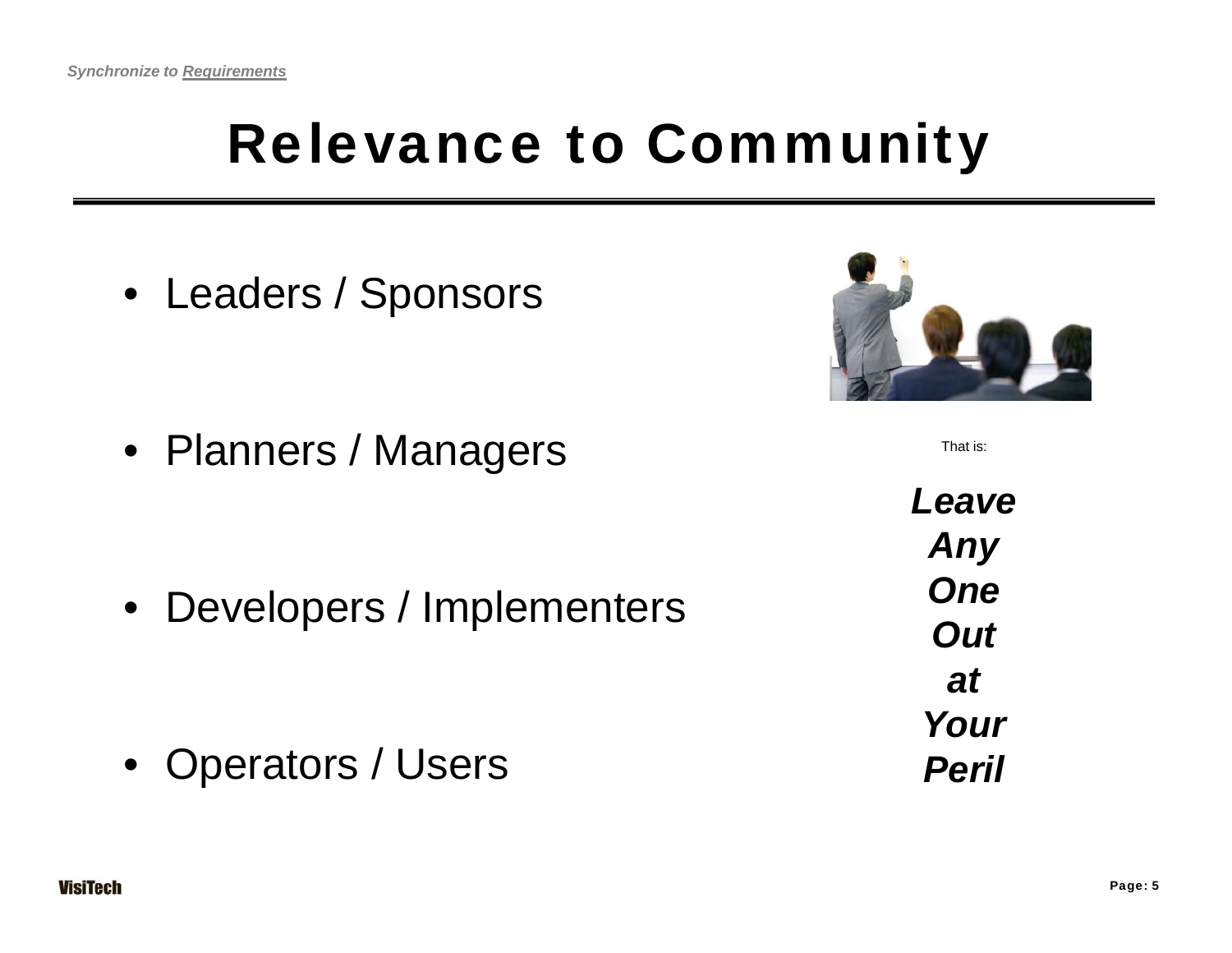# Relevance to Community

- Leaders / Sponsors
- Planners / Managers
- Developers / Implementers
- Operators / Users

That is:

***Leave Any One Out at Your Peril***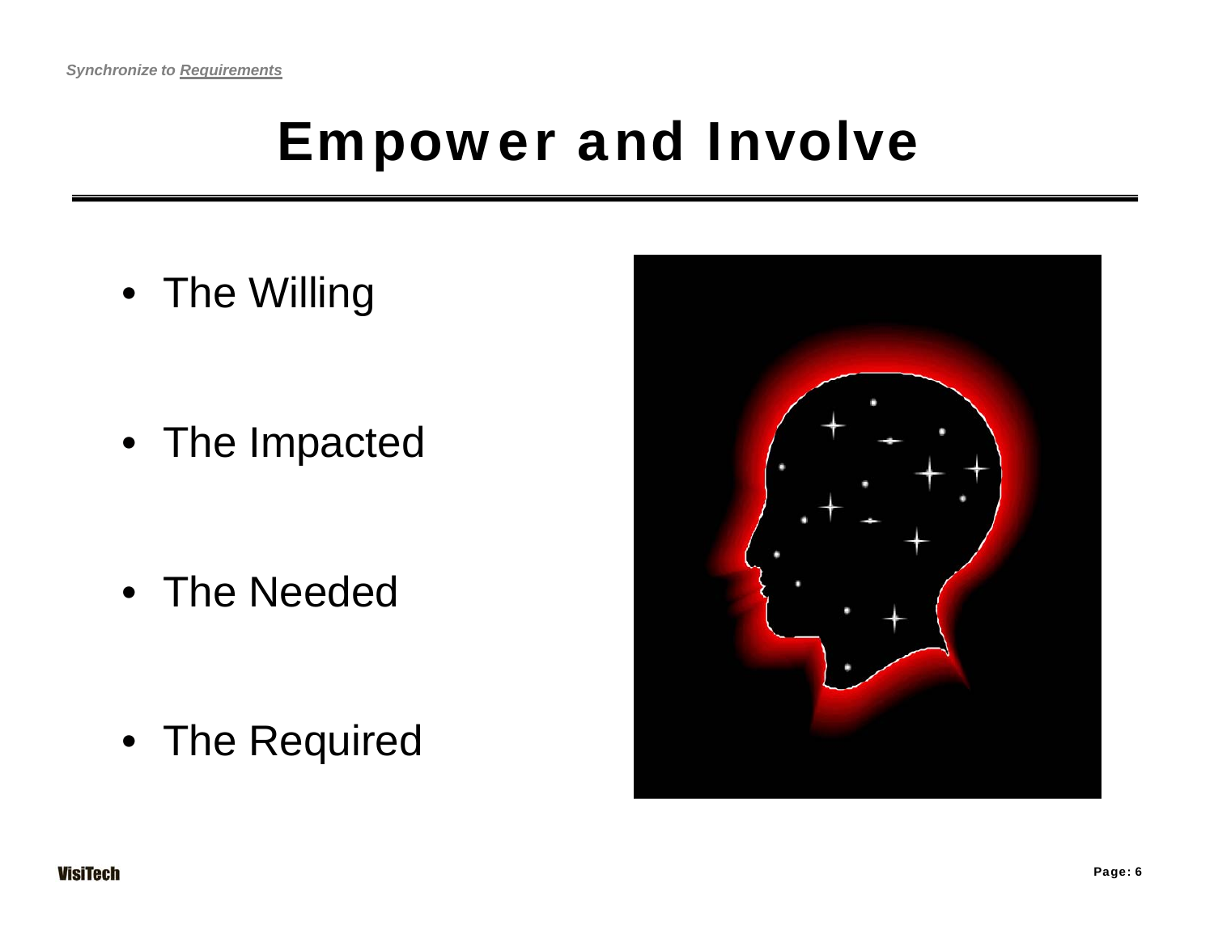# Empower and Involve

- The Willing
- The Impacted
- The Needed
- The Required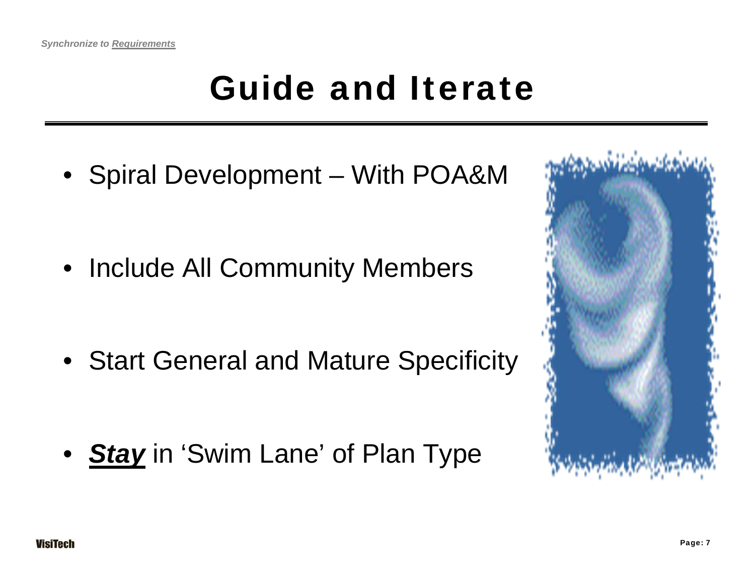# Guide and Iterate

- Spiral Development – With POA&M
- Include All Community Members
- Start General and Mature Specificity
- ***Stay*** in 'Swim Lane' of Plan Type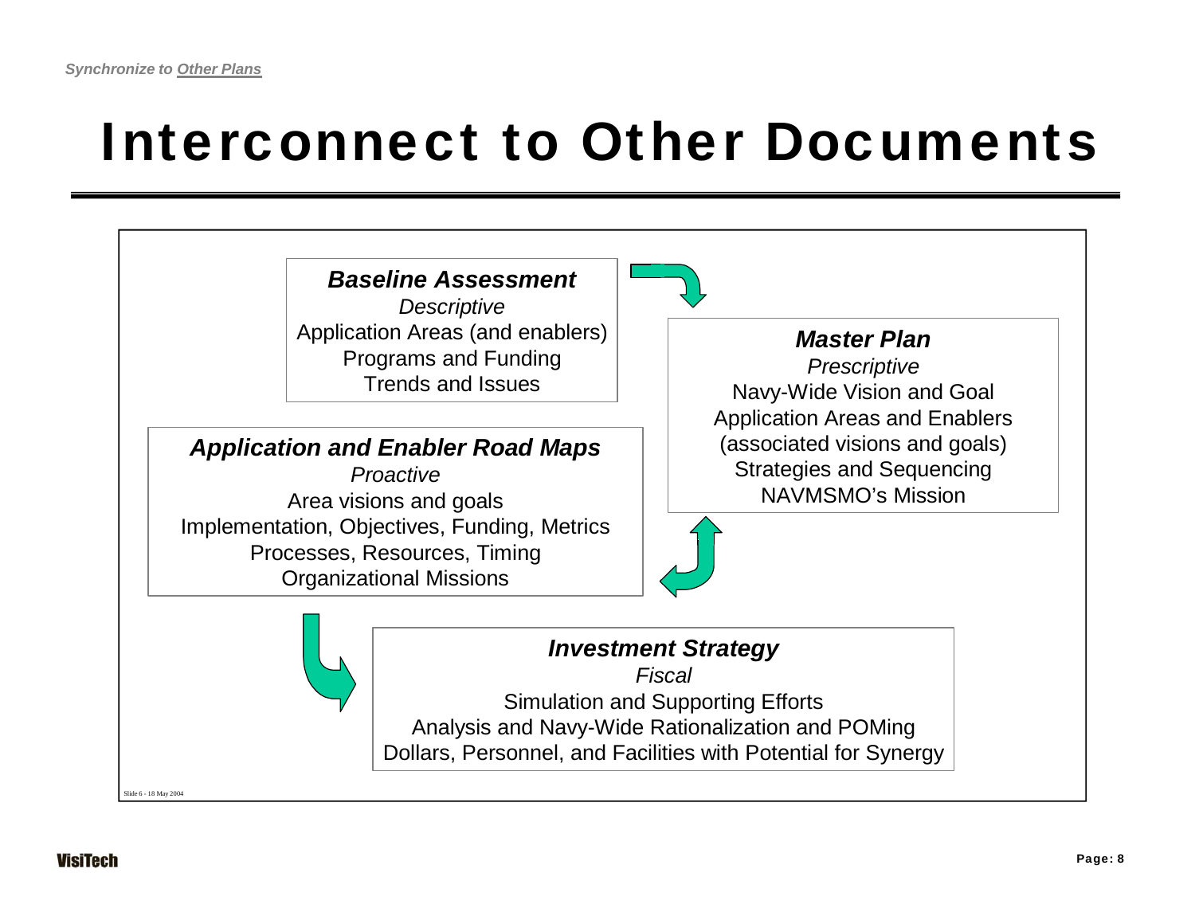*Synchronize to Other Plans*

# Interconnect to Other Documents

***Baseline Assessment***
*Descriptive*
Application Areas (and enablers)
Programs and Funding
Trends and Issues

***Master Plan***
*Prescriptive*
Navy-Wide Vision and Goal
Application Areas and Enablers
(associated visions and goals)
Strategies and Sequencing
NAVMSMO's Mission

***Application and Enabler Road Maps***
*Proactive*
Area visions and goals
Implementation, Objectives, Funding, Metrics
Processes, Resources, Timing
Organizational Missions

***Investment Strategy***
*Fiscal*
Simulation and Supporting Efforts
Analysis and Navy-Wide Rationalization and POMing
Dollars, Personnel, and Facilities with Potential for Synergy

Slide 6 - 18 May 2004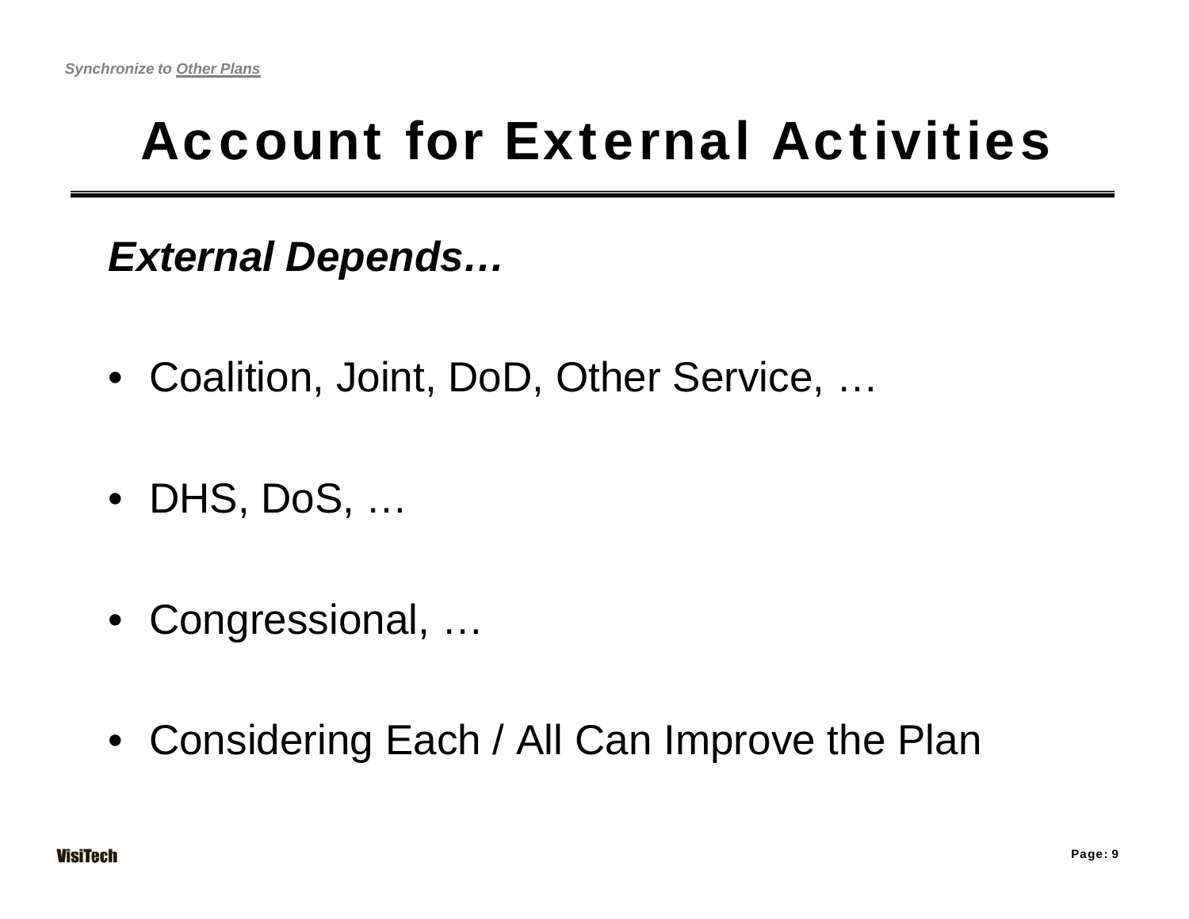*Synchronize to Other Plans*

# Account for External Activities

***External Depends…***

- Coalition, Joint, DoD, Other Service, …
- DHS, DoS, …
- Congressional, …
- Considering Each / All Can Improve the Plan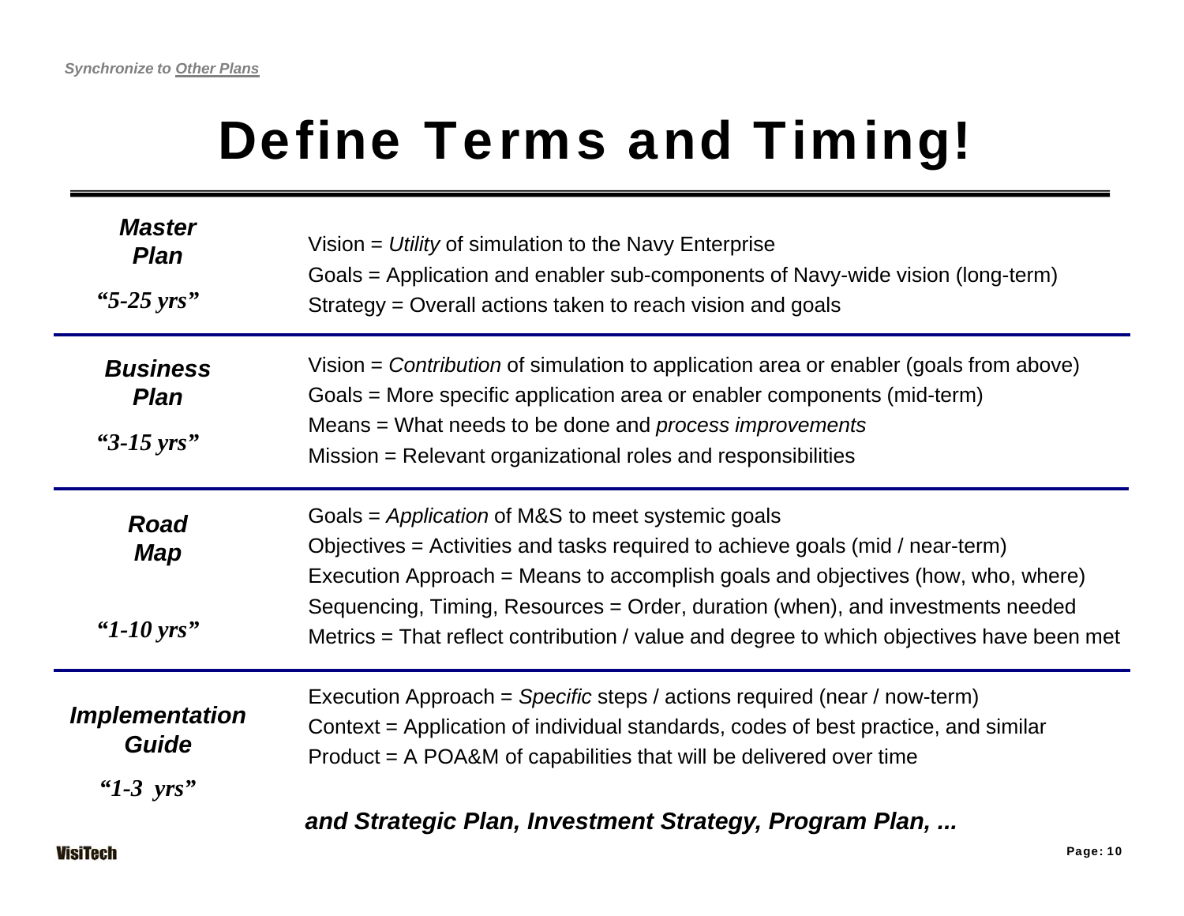*Synchronize to Other Plans*

# Define Terms and Timing!

| | |
|---|---|
| ***Master Plan*** <br> ***"5-25 yrs"*** | Vision = *Utility* of simulation to the Navy Enterprise <br> Goals = Application and enabler sub-components of Navy-wide vision (long-term) <br> Strategy = Overall actions taken to reach vision and goals |
| ***Business Plan*** <br> ***"3-15 yrs"*** | Vision = *Contribution* of simulation to application area or enabler (goals from above) <br> Goals = More specific application area or enabler components (mid-term) <br> Means = What needs to be done and *process improvements* <br> Mission = Relevant organizational roles and responsibilities |
| ***Road Map*** <br> ***"1-10 yrs"*** | Goals = *Application* of M&S to meet systemic goals <br> Objectives = Activities and tasks required to achieve goals (mid / near-term) <br> Execution Approach = Means to accomplish goals and objectives (how, who, where) <br> Sequencing, Timing, Resources = Order, duration (when), and investments needed <br> Metrics = That reflect contribution / value and degree to which objectives have been met |
| ***Implementation Guide*** <br> ***"1-3 yrs"*** | Execution Approach = *Specific* steps / actions required (near / now-term) <br> Context = Application of individual standards, codes of best practice, and similar <br> Product = A POA&M of capabilities that will be delivered over time |

***and Strategic Plan, Investment Strategy, Program Plan, ...***

VisiTech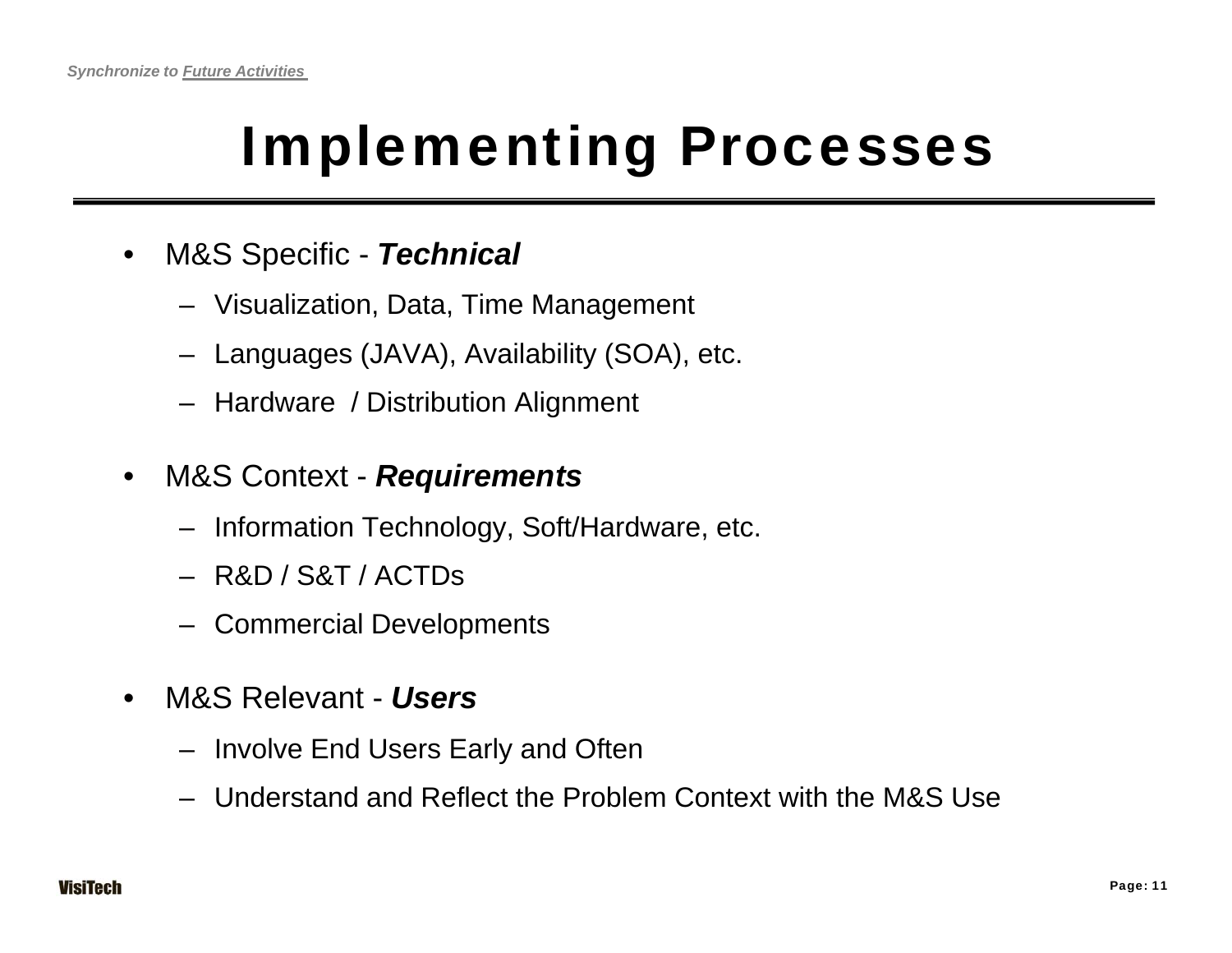*Synchronize to Future Activities*

# Implementing Processes

- M&S Specific - ***Technical***
  - Visualization, Data, Time Management
  - Languages (JAVA), Availability (SOA), etc.
  - Hardware / Distribution Alignment
- M&S Context - ***Requirements***
  - Information Technology, Soft/Hardware, etc.
  - R&D / S&T / ACTDs
  - Commercial Developments
- M&S Relevant - ***Users***
  - Involve End Users Early and Often
  - Understand and Reflect the Problem Context with the M&S Use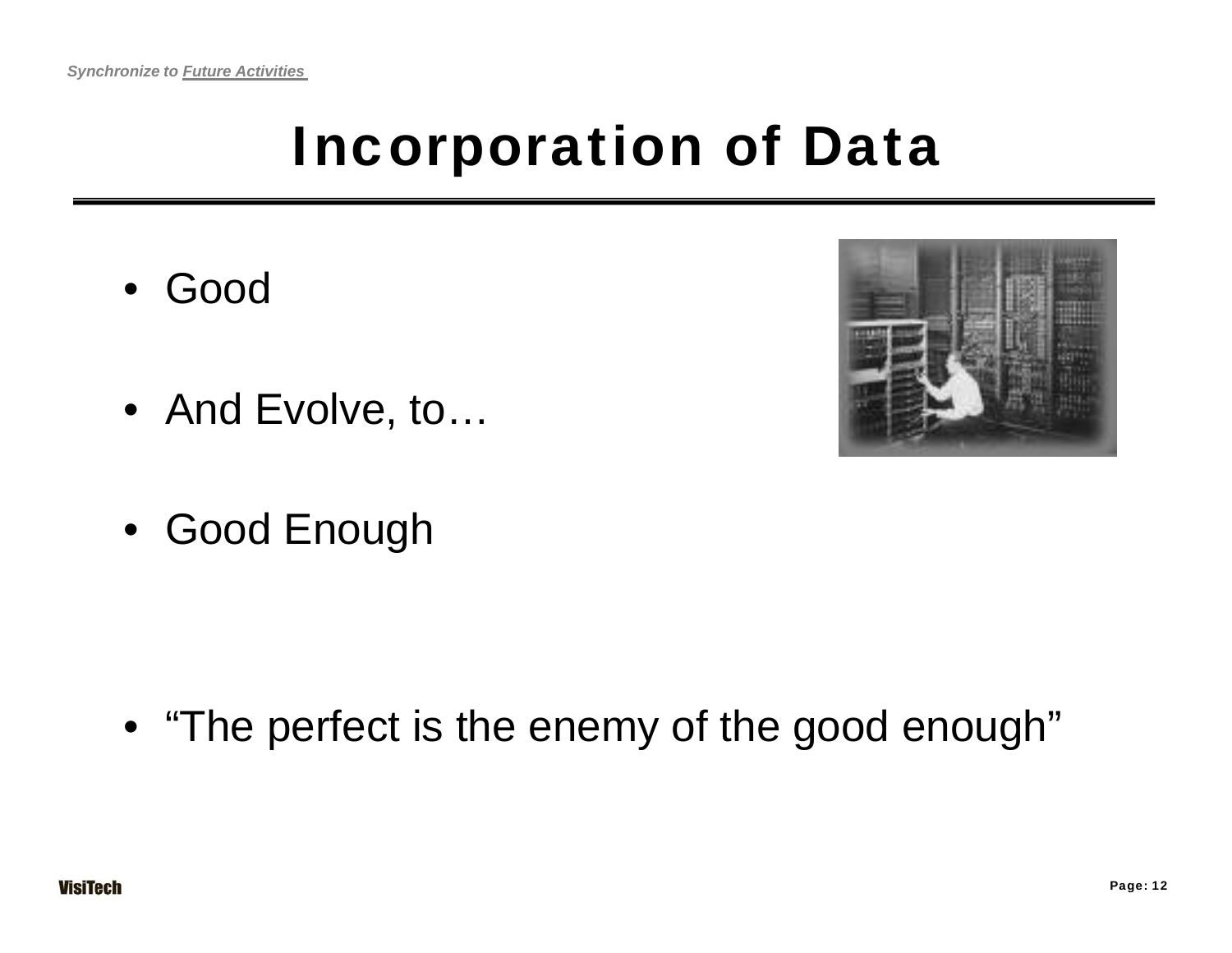*Synchronize to **Future Activities***

# Incorporation of Data

- Good

- And Evolve, to…

- Good Enough

- “The perfect is the enemy of the good enough”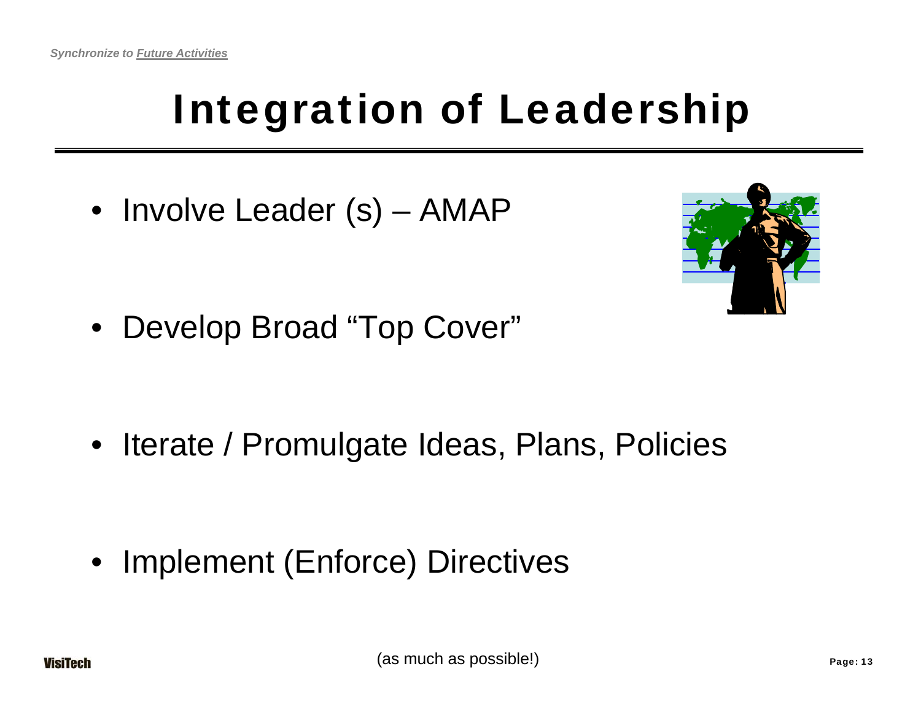*Synchronize to Future Activities*

# Integration of Leadership

- Involve Leader (s) – AMAP
- Develop Broad "Top Cover"
- Iterate / Promulgate Ideas, Plans, Policies
- Implement (Enforce) Directives

(as much as possible!)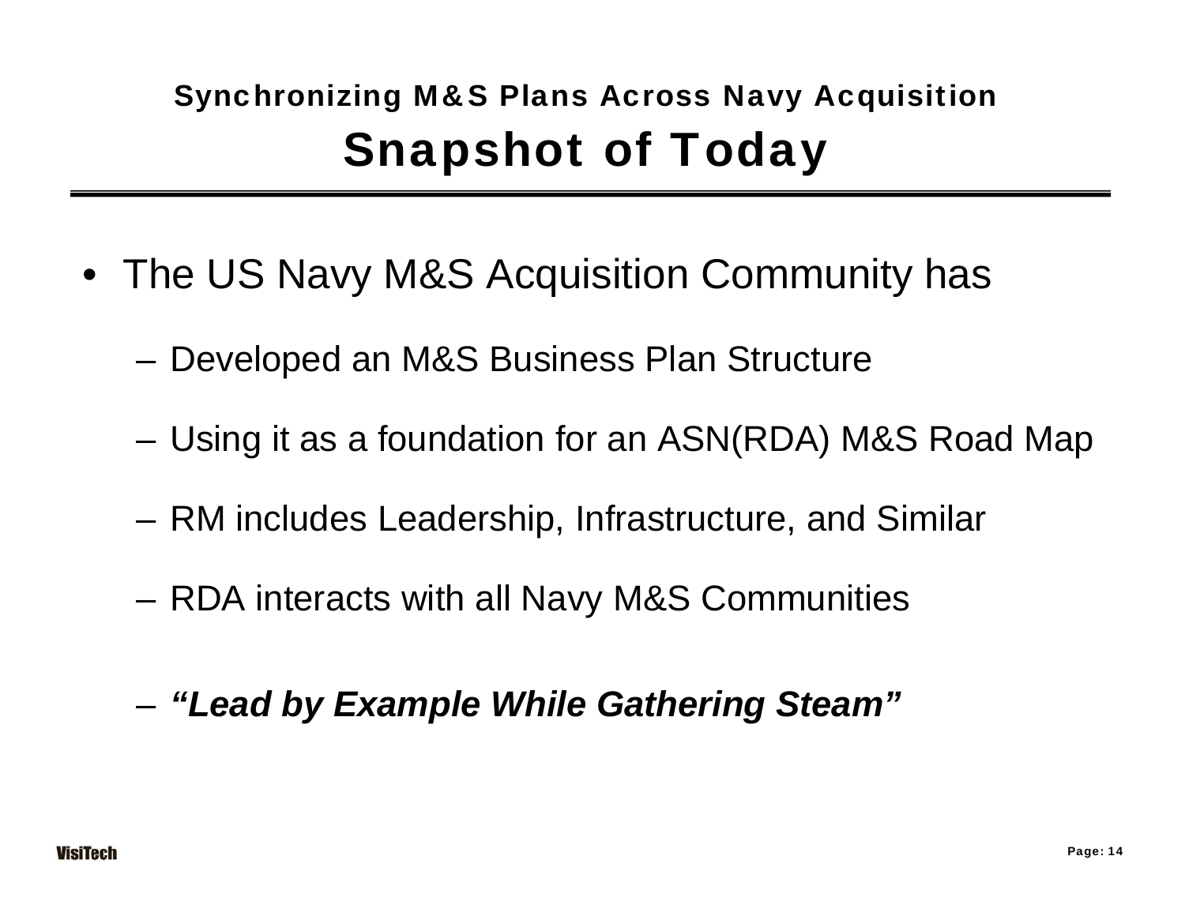### Synchronizing M&S Plans Across Navy Acquisition

# Snapshot of Today

- The US Navy M&S Acquisition Community has
  - Developed an M&S Business Plan Structure
  - Using it as a foundation for an ASN(RDA) M&S Road Map
  - RM includes Leadership, Infrastructure, and Similar
  - RDA interacts with all Navy M&S Communities
  - ***"Lead by Example While Gathering Steam"***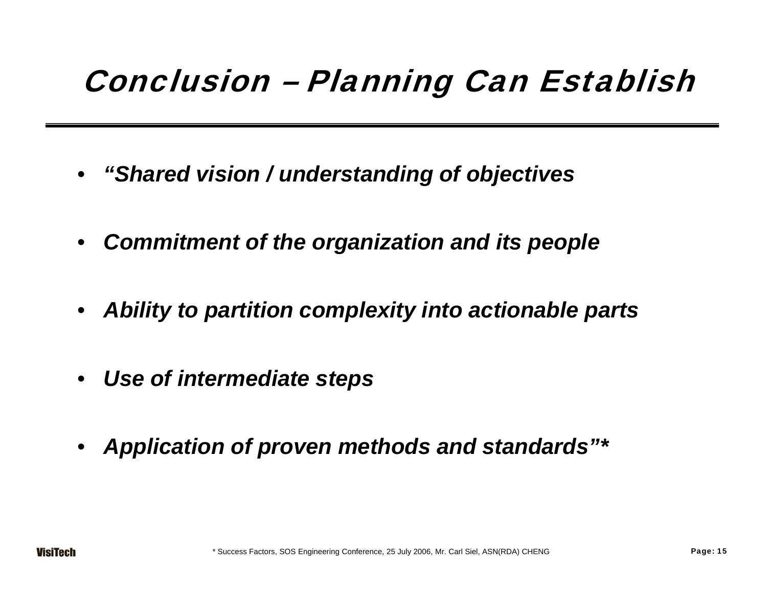# Conclusion – Planning Can Establish

- ***"Shared vision / understanding of objectives***
- ***Commitment of the organization and its people***
- ***Ability to partition complexity into actionable parts***
- ***Use of intermediate steps***
- ***Application of proven methods and standards"****

* Success Factors, SOS Engineering Conference, 25 July 2006, Mr. Carl Siel, ASN(RDA) CHENG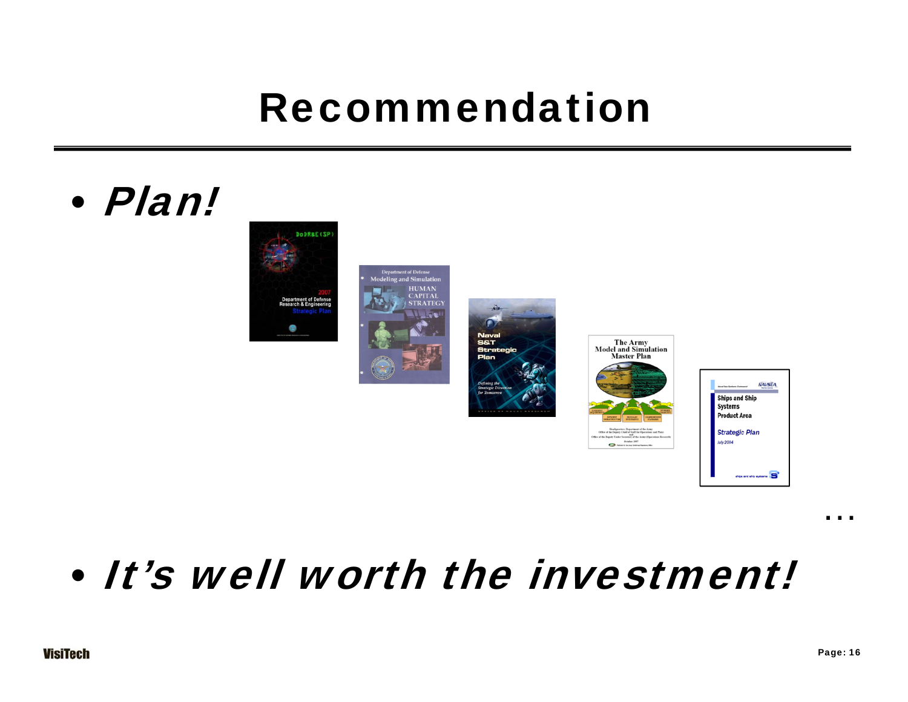# Recommendation

- ***Plan!***

...

- ***It's well worth the investment!***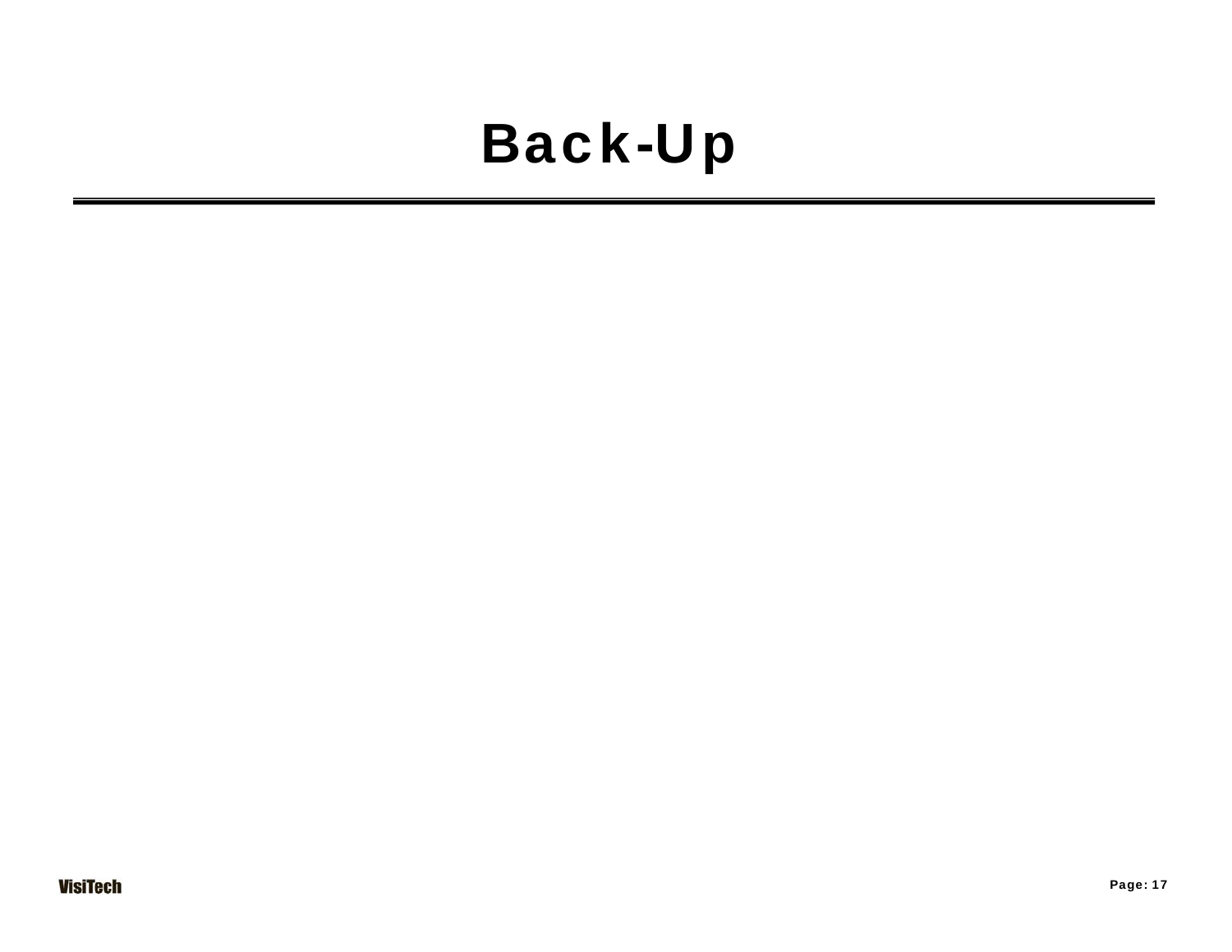# Back-Up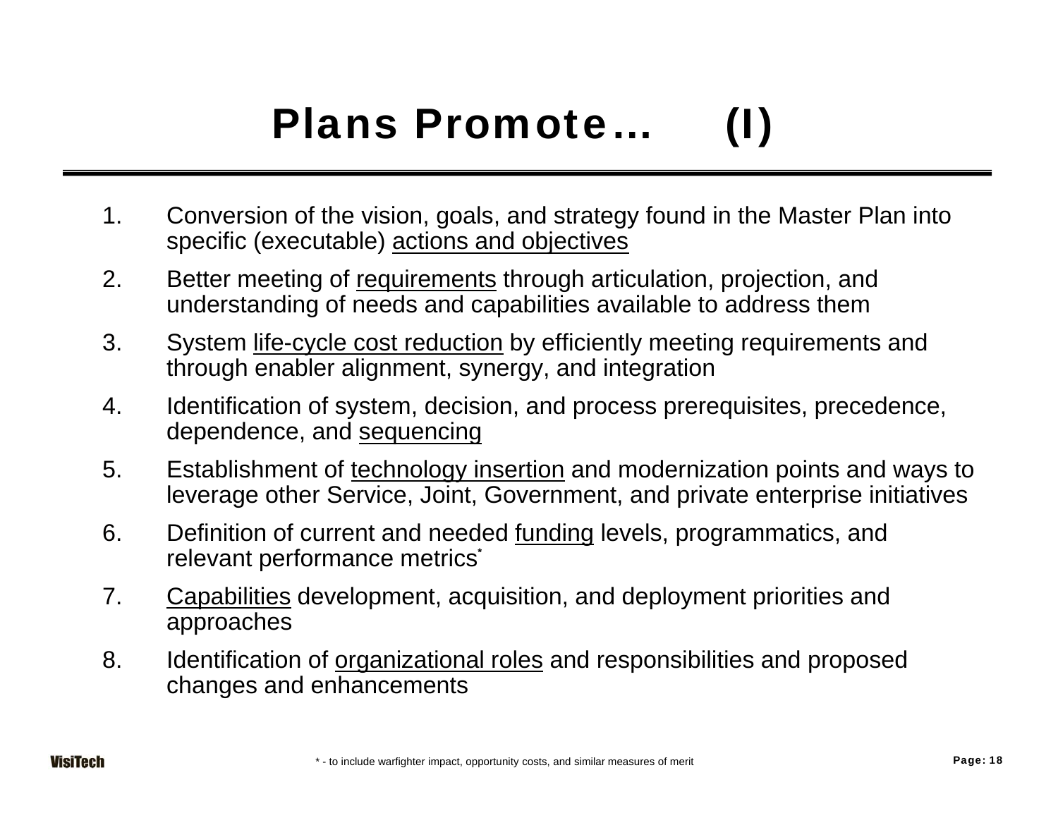# Plans Promote… (I)

1. Conversion of the vision, goals, and strategy found in the Master Plan into specific (executable) actions and objectives
2. Better meeting of requirements through articulation, projection, and understanding of needs and capabilities available to address them
3. System life-cycle cost reduction by efficiently meeting requirements and through enabler alignment, synergy, and integration
4. Identification of system, decision, and process prerequisites, precedence, dependence, and sequencing
5. Establishment of technology insertion and modernization points and ways to leverage other Service, Joint, Government, and private enterprise initiatives
6. Definition of current and needed funding levels, programmatics, and relevant performance metrics*
7. Capabilities development, acquisition, and deployment priorities and approaches
8. Identification of organizational roles and responsibilities and proposed changes and enhancements

* - to include warfighter impact, opportunity costs, and similar measures of merit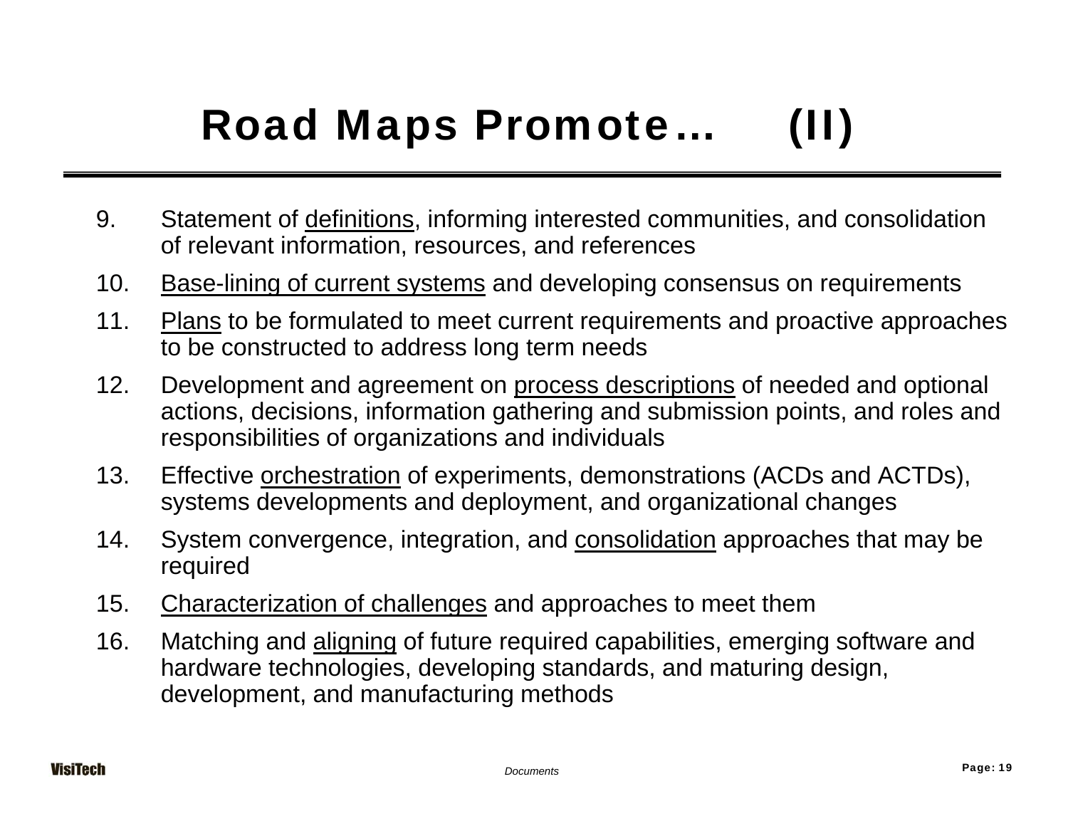# Road Maps Promote… (II)

9. Statement of <u>definitions</u>, informing interested communities, and consolidation of relevant information, resources, and references
10. <u>Base-lining of current systems</u> and developing consensus on requirements
11. <u>Plans</u> to be formulated to meet current requirements and proactive approaches to be constructed to address long term needs
12. Development and agreement on <u>process descriptions</u> of needed and optional actions, decisions, information gathering and submission points, and roles and responsibilities of organizations and individuals
13. Effective <u>orchestration</u> of experiments, demonstrations (ACDs and ACTDs), systems developments and deployment, and organizational changes
14. System convergence, integration, and <u>consolidation</u> approaches that may be required
15. <u>Characterization of challenges</u> and approaches to meet them
16. Matching and <u>aligning</u> of future required capabilities, emerging software and hardware technologies, developing standards, and maturing design, development, and manufacturing methods